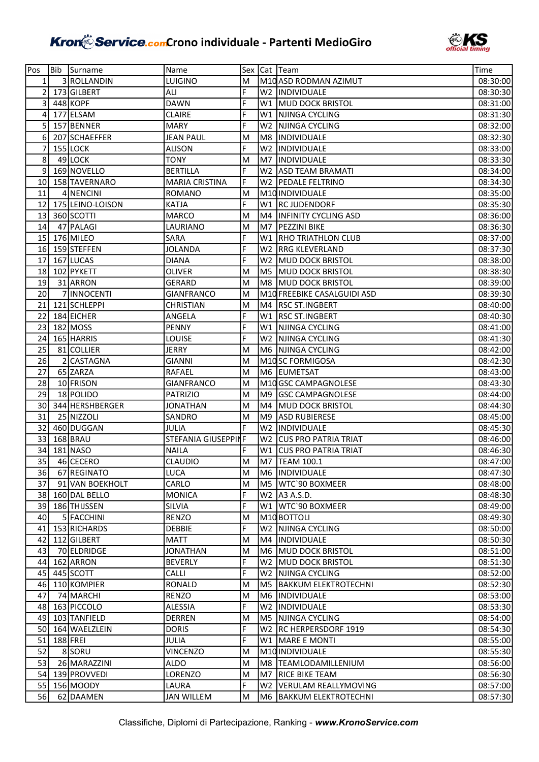# Crono individuale - Partenti MedioGiro

| Pos | Bib | Surname | Name | Sex | Cat | Team | Time |
|---|---|---|---|---|---|---|---|
| 1 | 3 | ROLLANDIN | LUIGINO | M | M10 | ASD RODMAN AZIMUT | 08:30:00 |
| 2 | 173 | GILBERT | ALI | F | W2 | INDIVIDUALE | 08:30:30 |
| 3 | 448 | KOPF | DAWN | F | W1 | MUD DOCK BRISTOL | 08:31:00 |
| 4 | 177 | ELSAM | CLAIRE | F | W1 | NJINGA CYCLING | 08:31:30 |
| 5 | 157 | BENNER | MARY | F | W2 | NJINGA CYCLING | 08:32:00 |
| 6 | 207 | SCHAEFFER | JEAN PAUL | M | M8 | INDIVIDUALE | 08:32:30 |
| 7 | 155 | LOCK | ALISON | F | W2 | INDIVIDUALE | 08:33:00 |
| 8 | 49 | LOCK | TONY | M | M7 | INDIVIDUALE | 08:33:30 |
| 9 | 169 | NOVELLO | BERTILLA | F | W2 | ASD TEAM BRAMATI | 08:34:00 |
| 10 | 158 | TAVERNARO | MARIA CRISTINA | F | W2 | PEDALE FELTRINO | 08:34:30 |
| 11 | 4 | NENCINI | ROMANO | M | M10 | INDIVIDUALE | 08:35:00 |
| 12 | 175 | LEINO-LOISON | KATJA | F | W1 | RC JUDENDORF | 08:35:30 |
| 13 | 360 | SCOTTI | MARCO | M | M4 | INFINITY CYCLING ASD | 08:36:00 |
| 14 | 47 | PALAGI | LAURIANO | M | M7 | PEZZINI BIKE | 08:36:30 |
| 15 | 176 | MILEO | SARA | F | W1 | RHO TRIATHLON CLUB | 08:37:00 |
| 16 | 159 | STEFFEN | JOLANDA | F | W2 | RRG KLEVERLAND | 08:37:30 |
| 17 | 167 | LUCAS | DIANA | F | W2 | MUD DOCK BRISTOL | 08:38:00 |
| 18 | 102 | PYKETT | OLIVER | M | M5 | MUD DOCK BRISTOL | 08:38:30 |
| 19 | 31 | ARRON | GERARD | M | M8 | MUD DOCK BRISTOL | 08:39:00 |
| 20 | 7 | INNOCENTI | GIANFRANCO | M | M10 | FREEBIKE CASALGUIDI ASD | 08:39:30 |
| 21 | 121 | SCHLEPPI | CHRISTIAN | M | M4 | RSC ST.INGBERT | 08:40:00 |
| 22 | 184 | EICHER | ANGELA | F | W1 | RSC ST.INGBERT | 08:40:30 |
| 23 | 182 | MOSS | PENNY | F | W1 | NJINGA CYCLING | 08:41:00 |
| 24 | 165 | HARRIS | LOUISE | F | W2 | NJINGA CYCLING | 08:41:30 |
| 25 | 81 | COLLIER | JERRY | M | M6 | NJINGA CYCLING | 08:42:00 |
| 26 | 2 | CASTAGNA | GIANNI | M | M10 | SC FORMIGOSA | 08:42:30 |
| 27 | 65 | ZARZA | RAFAEL | M | M6 | EUMETSAT | 08:43:00 |
| 28 | 10 | FRISON | GIANFRANCO | M | M10 | GSC CAMPAGNOLESE | 08:43:30 |
| 29 | 18 | POLIDO | PATRIZIO | M | M9 | GSC CAMPAGNOLESE | 08:44:00 |
| 30 | 344 | HERSHBERGER | JONATHAN | M | M4 | MUD DOCK BRISTOL | 08:44:30 |
| 31 | 25 | NIZZOLI | SANDRO | M | M9 | ASD RUBIERESE | 08:45:00 |
| 32 | 460 | DUGGAN | JULIA | F | W2 | INDIVIDUALE | 08:45:30 |
| 33 | 168 | BRAU | STEFANIA GIUSEPPIN | F | W2 | CUS PRO PATRIA TRIAT | 08:46:00 |
| 34 | 181 | NASO | NAILA | F | W1 | CUS PRO PATRIA TRIAT | 08:46:30 |
| 35 | 46 | CECERO | CLAUDIO | M | M7 | TEAM 100.1 | 08:47:00 |
| 36 | 67 | REGINATO | LUCA | M | M6 | INDIVIDUALE | 08:47:30 |
| 37 | 91 | VAN BOEKHOLT | CARLO | M | M5 | WTC`90 BOXMEER | 08:48:00 |
| 38 | 160 | DAL BELLO | MONICA | F | W2 | A3 A.S.D. | 08:48:30 |
| 39 | 186 | THIJSSEN | SILVIA | F | W1 | WTC`90 BOXMEER | 08:49:00 |
| 40 | 5 | FACCHINI | RENZO | M | M10 | BOTTOLI | 08:49:30 |
| 41 | 153 | RICHARDS | DEBBIE | F | W2 | NJINGA CYCLING | 08:50:00 |
| 42 | 112 | GILBERT | MATT | M | M4 | INDIVIDUALE | 08:50:30 |
| 43 | 70 | ELDRIDGE | JONATHAN | M | M6 | MUD DOCK BRISTOL | 08:51:00 |
| 44 | 162 | ARRON | BEVERLY | F | W2 | MUD DOCK BRISTOL | 08:51:30 |
| 45 | 445 | SCOTT | CALLI | F | W2 | NJINGA CYCLING | 08:52:00 |
| 46 | 110 | KOMPIER | RONALD | M | M5 | BAKKUM ELEKTROTECHNI | 08:52:30 |
| 47 | 74 | MARCHI | RENZO | M | M6 | INDIVIDUALE | 08:53:00 |
| 48 | 163 | PICCOLO | ALESSIA | F | W2 | INDIVIDUALE | 08:53:30 |
| 49 | 103 | TANFIELD | DERREN | M | M5 | NJINGA CYCLING | 08:54:00 |
| 50 | 164 | WAELZLEIN | DORIS | F | W2 | RC HERPERSDORF 1919 | 08:54:30 |
| 51 | 188 | FREI | JULIA | F | W1 | MARE E MONTI | 08:55:00 |
| 52 | 8 | SORU | VINCENZO | M | M10 | INDIVIDUALE | 08:55:30 |
| 53 | 26 | MARAZZINI | ALDO | M | M8 | TEAMLODAMILLENIUM | 08:56:00 |
| 54 | 139 | PROVVEDI | LORENZO | M | M7 | RICE BIKE TEAM | 08:56:30 |
| 55 | 156 | MOODY | LAURA | F | W2 | VERULAM REALLYMOVING | 08:57:00 |
| 56 | 62 | DAAMEN | JAN WILLEM | M | M6 | BAKKUM ELEKTROTECHNI | 08:57:30 |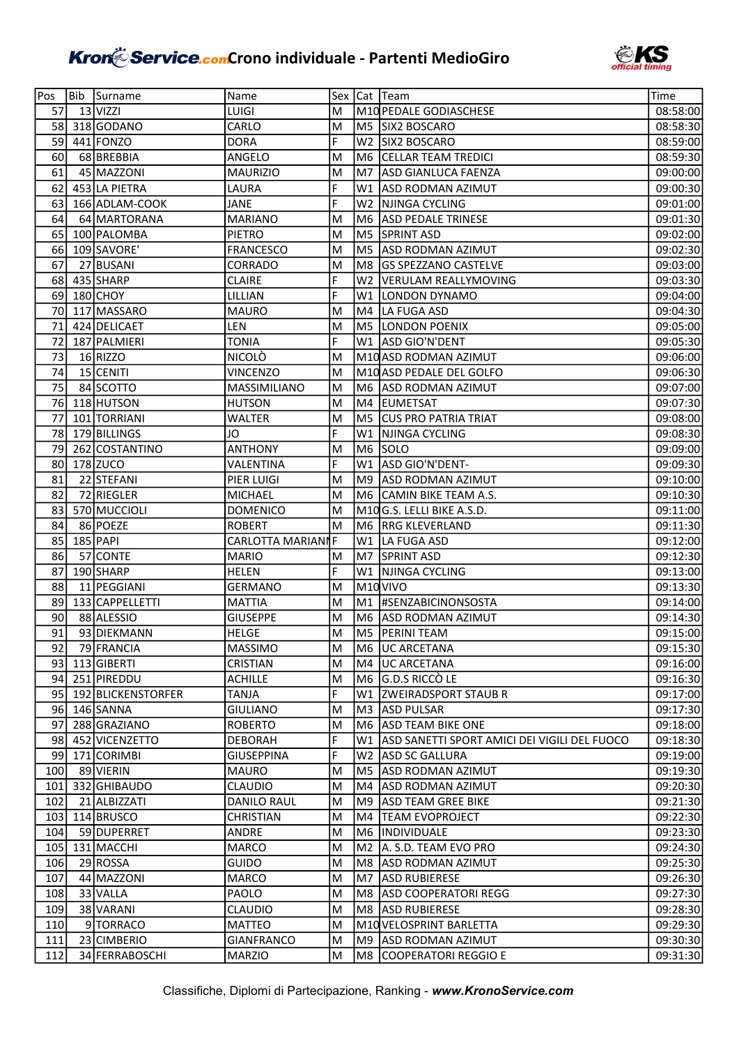# KronoService.com Crono individuale - Partenti MedioGiro

| Pos | Bib | Surname | Name | Sex | Cat | Team | Time |
|---|---|---|---|---|---|---|---|
| 57 | 13 | VIZZI | LUIGI | M | M10 | PEDALE GODIASCHESE | 08:58:00 |
| 58 | 318 | GODANO | CARLO | M | M5 | SIX2 BOSCARO | 08:58:30 |
| 59 | 441 | FONZO | DORA | F | W2 | SIX2 BOSCARO | 08:59:00 |
| 60 | 68 | BREBBIA | ANGELO | M | M6 | CELLAR TEAM TREDICI | 08:59:30 |
| 61 | 45 | MAZZONI | MAURIZIO | M | M7 | ASD GIANLUCA FAENZA | 09:00:00 |
| 62 | 453 | LA PIETRA | LAURA | F | W1 | ASD RODMAN AZIMUT | 09:00:30 |
| 63 | 166 | ADLAM-COOK | JANE | F | W2 | NJINGA CYCLING | 09:01:00 |
| 64 | 64 | MARTORANA | MARIANO | M | M6 | ASD PEDALE TRINESE | 09:01:30 |
| 65 | 100 | PALOMBA | PIETRO | M | M5 | SPRINT ASD | 09:02:00 |
| 66 | 109 | SAVORE' | FRANCESCO | M | M5 | ASD RODMAN AZIMUT | 09:02:30 |
| 67 | 27 | BUSANI | CORRADO | M | M8 | GS SPEZZANO CASTELVE | 09:03:00 |
| 68 | 435 | SHARP | CLAIRE | F | W2 | VERULAM REALLYMOVING | 09:03:30 |
| 69 | 180 | CHOY | LILLIAN | F | W1 | LONDON DYNAMO | 09:04:00 |
| 70 | 117 | MASSARO | MAURO | M | M4 | LA FUGA ASD | 09:04:30 |
| 71 | 424 | DELICAET | LEN | M | M5 | LONDON POENIX | 09:05:00 |
| 72 | 187 | PALMIERI | TONIA | F | W1 | ASD GIO'N'DENT | 09:05:30 |
| 73 | 16 | RIZZO | NICOLÒ | M | M10 | ASD RODMAN AZIMUT | 09:06:00 |
| 74 | 15 | CENITI | VINCENZO | M | M10 | ASD PEDALE DEL GOLFO | 09:06:30 |
| 75 | 84 | SCOTTO | MASSIMILIANO | M | M6 | ASD RODMAN AZIMUT | 09:07:00 |
| 76 | 118 | HUTSON | HUTSON | M | M4 | EUMETSAT | 09:07:30 |
| 77 | 101 | TORRIANI | WALTER | M | M5 | CUS PRO PATRIA TRIAT | 09:08:00 |
| 78 | 179 | BILLINGS | JO | F | W1 | NJINGA CYCLING | 09:08:30 |
| 79 | 262 | COSTANTINO | ANTHONY | M | M6 | SOLO | 09:09:00 |
| 80 | 178 | ZUCO | VALENTINA | F | W1 | ASD GIO'N'DENT- | 09:09:30 |
| 81 | 22 | STEFANI | PIER LUIGI | M | M9 | ASD RODMAN AZIMUT | 09:10:00 |
| 82 | 72 | RIEGLER | MICHAEL | M | M6 | CAMIN BIKE TEAM A.S. | 09:10:30 |
| 83 | 570 | MUCCIOLI | DOMENICO | M | M10 | G.S. LELLI BIKE A.S.D. | 09:11:00 |
| 84 | 86 | POEZE | ROBERT | M | M6 | RRG KLEVERLAND | 09:11:30 |
| 85 | 185 | PAPI | CARLOTTA MARIANN | F | W1 | LA FUGA ASD | 09:12:00 |
| 86 | 57 | CONTE | MARIO | M | M7 | SPRINT ASD | 09:12:30 |
| 87 | 190 | SHARP | HELEN | F | W1 | NJINGA CYCLING | 09:13:00 |
| 88 | 11 | PEGGIANI | GERMANO | M | M10 | VIVO | 09:13:30 |
| 89 | 133 | CAPPELLETTI | MATTIA | M | M1 | #SENZABICINONSOSTA | 09:14:00 |
| 90 | 88 | ALESSIO | GIUSEPPE | M | M6 | ASD RODMAN AZIMUT | 09:14:30 |
| 91 | 93 | DIEKMANN | HELGE | M | M5 | PERINI TEAM | 09:15:00 |
| 92 | 79 | FRANCIA | MASSIMO | M | M6 | UC ARCETANA | 09:15:30 |
| 93 | 113 | GIBERTI | CRISTIAN | M | M4 | UC ARCETANA | 09:16:00 |
| 94 | 251 | PIREDDU | ACHILLE | M | M6 | G.D.S RICCÒ LE | 09:16:30 |
| 95 | 192 | BLICKENSTORFER | TANJA | F | W1 | ZWEIRADSPORT STAUB R | 09:17:00 |
| 96 | 146 | SANNA | GIULIANO | M | M3 | ASD PULSAR | 09:17:30 |
| 97 | 288 | GRAZIANO | ROBERTO | M | M6 | ASD TEAM BIKE ONE | 09:18:00 |
| 98 | 452 | VICENZETTO | DEBORAH | F | W1 | ASD SANETTI SPORT AMICI DEI VIGILI DEL FUOCO | 09:18:30 |
| 99 | 171 | CORIMBI | GIUSEPPINA | F | W2 | ASD SC GALLURA | 09:19:00 |
| 100 | 89 | VIERIN | MAURO | M | M5 | ASD RODMAN AZIMUT | 09:19:30 |
| 101 | 332 | GHIBAUDO | CLAUDIO | M | M4 | ASD RODMAN AZIMUT | 09:20:30 |
| 102 | 21 | ALBIZZATI | DANILO RAUL | M | M9 | ASD TEAM GREE BIKE | 09:21:30 |
| 103 | 114 | BRUSCO | CHRISTIAN | M | M4 | TEAM EVOPROJECT | 09:22:30 |
| 104 | 59 | DUPERRET | ANDRE | M | M6 | INDIVIDUALE | 09:23:30 |
| 105 | 131 | MACCHI | MARCO | M | M2 | A. S.D. TEAM EVO PRO | 09:24:30 |
| 106 | 29 | ROSSA | GUIDO | M | M8 | ASD RODMAN AZIMUT | 09:25:30 |
| 107 | 44 | MAZZONI | MARCO | M | M7 | ASD RUBIERESE | 09:26:30 |
| 108 | 33 | VALLA | PAOLO | M | M8 | ASD COOPERATORI REGG | 09:27:30 |
| 109 | 38 | VARANI | CLAUDIO | M | M8 | ASD RUBIERESE | 09:28:30 |
| 110 | 9 | TORRACO | MATTEO | M | M10 | VELOSPRINT BARLETTA | 09:29:30 |
| 111 | 23 | CIMBERIO | GIANFRANCO | M | M9 | ASD RODMAN AZIMUT | 09:30:30 |
| 112 | 34 | FERRABOSCHI | MARZIO | M | M8 | COOPERATORI REGGIO E | 09:31:30 |

Classifiche, Diplomi di Partecipazione, Ranking - ***www.KronoService.com***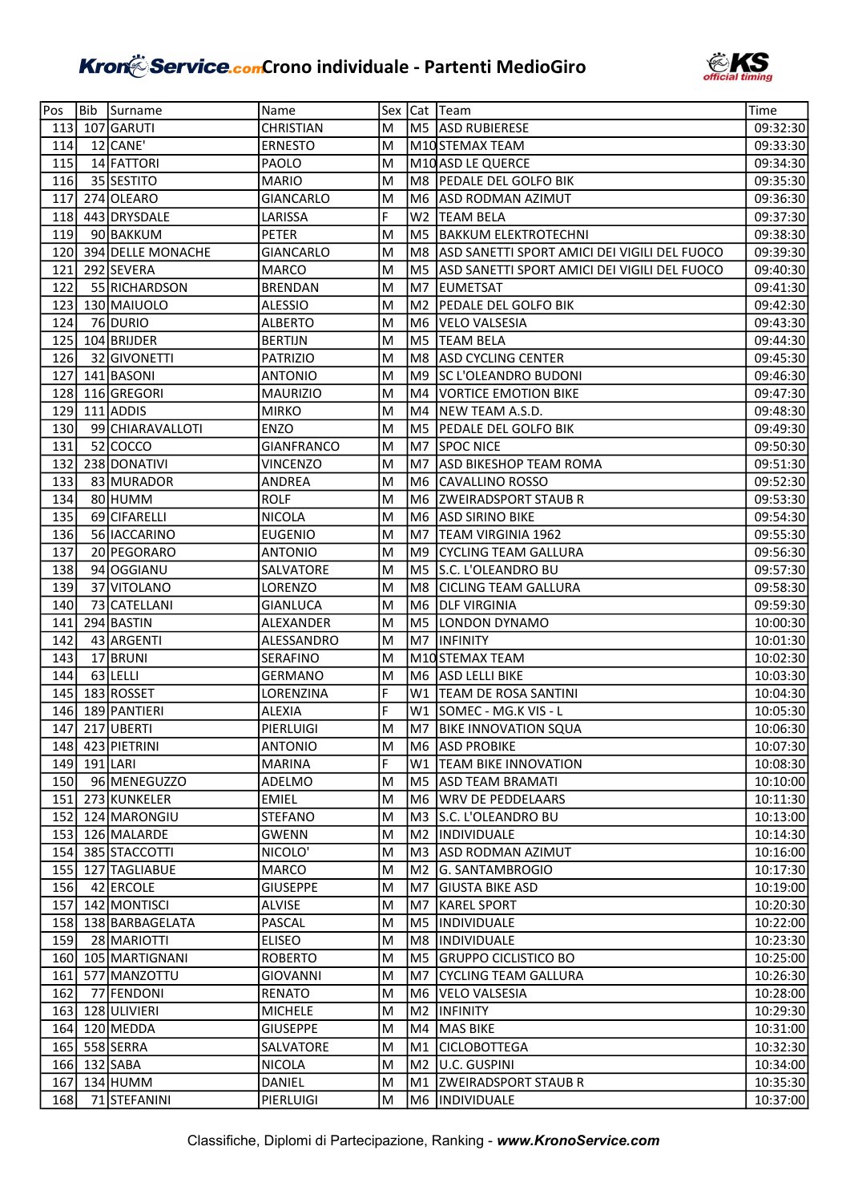# Crono individuale - Partenti MedioGiro

| Pos | Bib | Surname | Name | Sex | Cat | Team | Time |
|---|---|---|---|---|---|---|---|
| 113 | 107 | GARUTI | CHRISTIAN | M | M5 | ASD RUBIERESE | 09:32:30 |
| 114 | 12 | CANE' | ERNESTO | M | M10 | STEMAX TEAM | 09:33:30 |
| 115 | 14 | FATTORI | PAOLO | M | M10 | ASD LE QUERCE | 09:34:30 |
| 116 | 35 | SESTITO | MARIO | M | M8 | PEDALE DEL GOLFO BIK | 09:35:30 |
| 117 | 274 | OLEARO | GIANCARLO | M | M6 | ASD RODMAN AZIMUT | 09:36:30 |
| 118 | 443 | DRYSDALE | LARISSA | F | W2 | TEAM BELA | 09:37:30 |
| 119 | 90 | BAKKUM | PETER | M | M5 | BAKKUM ELEKTROTECHNI | 09:38:30 |
| 120 | 394 | DELLE MONACHE | GIANCARLO | M | M8 | ASD SANETTI SPORT AMICI DEI VIGILI DEL FUOCO | 09:39:30 |
| 121 | 292 | SEVERA | MARCO | M | M5 | ASD SANETTI SPORT AMICI DEI VIGILI DEL FUOCO | 09:40:30 |
| 122 | 55 | RICHARDSON | BRENDAN | M | M7 | EUMETSAT | 09:41:30 |
| 123 | 130 | MAIUOLO | ALESSIO | M | M2 | PEDALE DEL GOLFO BIK | 09:42:30 |
| 124 | 76 | DURIO | ALBERTO | M | M6 | VELO VALSESIA | 09:43:30 |
| 125 | 104 | BRIJDER | BERTIJN | M | M5 | TEAM BELA | 09:44:30 |
| 126 | 32 | GIVONETTI | PATRIZIO | M | M8 | ASD CYCLING CENTER | 09:45:30 |
| 127 | 141 | BASONI | ANTONIO | M | M9 | SC L'OLEANDRO BUDONI | 09:46:30 |
| 128 | 116 | GREGORI | MAURIZIO | M | M4 | VORTICE EMOTION BIKE | 09:47:30 |
| 129 | 111 | ADDIS | MIRKO | M | M4 | NEW TEAM A.S.D. | 09:48:30 |
| 130 | 99 | CHIARAVALLOTI | ENZO | M | M5 | PEDALE DEL GOLFO BIK | 09:49:30 |
| 131 | 52 | COCCO | GIANFRANCO | M | M7 | SPOC NICE | 09:50:30 |
| 132 | 238 | DONATIVI | VINCENZO | M | M7 | ASD BIKESHOP TEAM ROMA | 09:51:30 |
| 133 | 83 | MURADOR | ANDREA | M | M6 | CAVALLINO ROSSO | 09:52:30 |
| 134 | 80 | HUMM | ROLF | M | M6 | ZWEIRADSPORT STAUB R | 09:53:30 |
| 135 | 69 | CIFARELLI | NICOLA | M | M6 | ASD SIRINO BIKE | 09:54:30 |
| 136 | 56 | IACCARINO | EUGENIO | M | M7 | TEAM VIRGINIA 1962 | 09:55:30 |
| 137 | 20 | PEGORARO | ANTONIO | M | M9 | CYCLING TEAM GALLURA | 09:56:30 |
| 138 | 94 | OGGIANU | SALVATORE | M | M5 | S.C. L'OLEANDRO BU | 09:57:30 |
| 139 | 37 | VITOLANO | LORENZO | M | M8 | CICLING TEAM GALLURA | 09:58:30 |
| 140 | 73 | CATELLANI | GIANLUCA | M | M6 | DLF VIRGINIA | 09:59:30 |
| 141 | 294 | BASTIN | ALEXANDER | M | M5 | LONDON DYNAMO | 10:00:30 |
| 142 | 43 | ARGENTI | ALESSANDRO | M | M7 | INFINITY | 10:01:30 |
| 143 | 17 | BRUNI | SERAFINO | M | M10 | STEMAX TEAM | 10:02:30 |
| 144 | 63 | LELLI | GERMANO | M | M6 | ASD LELLI BIKE | 10:03:30 |
| 145 | 183 | ROSSET | LORENZINA | F | W1 | TEAM DE ROSA SANTINI | 10:04:30 |
| 146 | 189 | PANTIERI | ALEXIA | F | W1 | SOMEC - MG.K VIS - L | 10:05:30 |
| 147 | 217 | UBERTI | PIERLUIGI | M | M7 | BIKE INNOVATION SQUA | 10:06:30 |
| 148 | 423 | PIETRINI | ANTONIO | M | M6 | ASD PROBIKE | 10:07:30 |
| 149 | 191 | LARI | MARINA | F | W1 | TEAM BIKE INNOVATION | 10:08:30 |
| 150 | 96 | MENEGUZZO | ADELMO | M | M5 | ASD TEAM BRAMATI | 10:10:00 |
| 151 | 273 | KUNKELER | EMIEL | M | M6 | WRV DE PEDDELAARS | 10:11:30 |
| 152 | 124 | MARONGIU | STEFANO | M | M3 | S.C. L'OLEANDRO BU | 10:13:00 |
| 153 | 126 | MALARDE | GWENN | M | M2 | INDIVIDUALE | 10:14:30 |
| 154 | 385 | STACCOTTI | NICOLO' | M | M3 | ASD RODMAN AZIMUT | 10:16:00 |
| 155 | 127 | TAGLIABUE | MARCO | M | M2 | G. SANTAMBROGIO | 10:17:30 |
| 156 | 42 | ERCOLE | GIUSEPPE | M | M7 | GIUSTA BIKE ASD | 10:19:00 |
| 157 | 142 | MONTISCI | ALVISE | M | M7 | KAREL SPORT | 10:20:30 |
| 158 | 138 | BARBAGELATA | PASCAL | M | M5 | INDIVIDUALE | 10:22:00 |
| 159 | 28 | MARIOTTI | ELISEO | M | M8 | INDIVIDUALE | 10:23:30 |
| 160 | 105 | MARTIGNANI | ROBERTO | M | M5 | GRUPPO CICLISTICO BO | 10:25:00 |
| 161 | 577 | MANZOTTU | GIOVANNI | M | M7 | CYCLING TEAM GALLURA | 10:26:30 |
| 162 | 77 | FENDONI | RENATO | M | M6 | VELO VALSESIA | 10:28:00 |
| 163 | 128 | ULIVIERI | MICHELE | M | M2 | INFINITY | 10:29:30 |
| 164 | 120 | MEDDA | GIUSEPPE | M | M4 | MAS BIKE | 10:31:00 |
| 165 | 558 | SERRA | SALVATORE | M | M1 | CICLOBOTTEGA | 10:32:30 |
| 166 | 132 | SABA | NICOLA | M | M2 | U.C. GUSPINI | 10:34:00 |
| 167 | 134 | HUMM | DANIEL | M | M1 | ZWEIRADSPORT STAUB R | 10:35:30 |
| 168 | 71 | STEFANINI | PIERLUIGI | M | M6 | INDIVIDUALE | 10:37:00 |

Classifiche, Diplomi di Partecipazione, Ranking - ***www.KronoService.com***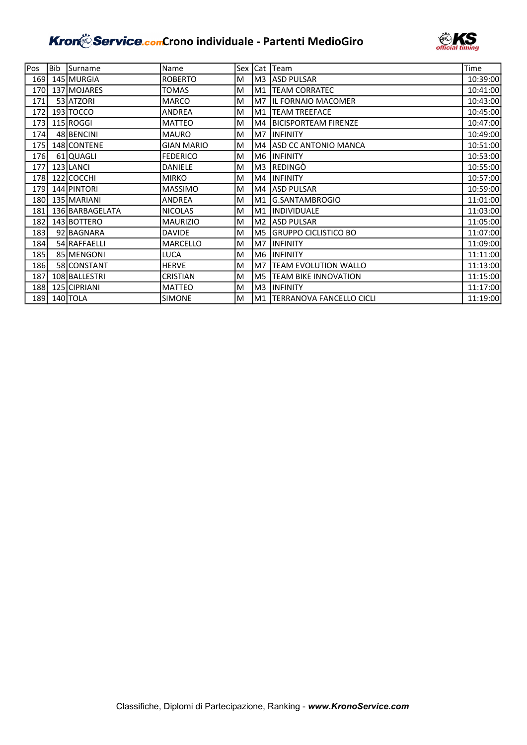# KronoService.com Crono individuale - Partenti MedioGiro

| Pos | Bib | Surname | Name | Sex | Cat | Team | Time |
|---|---|---|---|---|---|---|---|
| 169 | 145 | MURGIA | ROBERTO | M | M3 | ASD PULSAR | 10:39:00 |
| 170 | 137 | MOJARES | TOMAS | M | M1 | TEAM CORRATEC | 10:41:00 |
| 171 | 53 | ATZORI | MARCO | M | M7 | IL FORNAIO MACOMER | 10:43:00 |
| 172 | 193 | TOCCO | ANDREA | M | M1 | TEAM TREEFACE | 10:45:00 |
| 173 | 115 | ROGGI | MATTEO | M | M4 | BICISPORTEAM FIRENZE | 10:47:00 |
| 174 | 48 | BENCINI | MAURO | M | M7 | INFINITY | 10:49:00 |
| 175 | 148 | CONTENE | GIAN MARIO | M | M4 | ASD CC ANTONIO MANCA | 10:51:00 |
| 176 | 61 | QUAGLI | FEDERICO | M | M6 | INFINITY | 10:53:00 |
| 177 | 123 | LANCI | DANIELE | M | M3 | REDINGÒ | 10:55:00 |
| 178 | 122 | COCCHI | MIRKO | M | M4 | INFINITY | 10:57:00 |
| 179 | 144 | PINTORI | MASSIMO | M | M4 | ASD PULSAR | 10:59:00 |
| 180 | 135 | MARIANI | ANDREA | M | M1 | G.SANTAMBROGIO | 11:01:00 |
| 181 | 136 | BARBAGELATA | NICOLAS | M | M1 | INDIVIDUALE | 11:03:00 |
| 182 | 143 | BOTTERO | MAURIZIO | M | M2 | ASD PULSAR | 11:05:00 |
| 183 | 92 | BAGNARA | DAVIDE | M | M5 | GRUPPO CICLISTICO BO | 11:07:00 |
| 184 | 54 | RAFFAELLI | MARCELLO | M | M7 | INFINITY | 11:09:00 |
| 185 | 85 | MENGONI | LUCA | M | M6 | INFINITY | 11:11:00 |
| 186 | 58 | CONSTANT | HERVE | M | M7 | TEAM EVOLUTION WALLO | 11:13:00 |
| 187 | 108 | BALLESTRI | CRISTIAN | M | M5 | TEAM BIKE INNOVATION | 11:15:00 |
| 188 | 125 | CIPRIANI | MATTEO | M | M3 | INFINITY | 11:17:00 |
| 189 | 140 | TOLA | SIMONE | M | M1 | TERRANOVA FANCELLO CICLI | 11:19:00 |